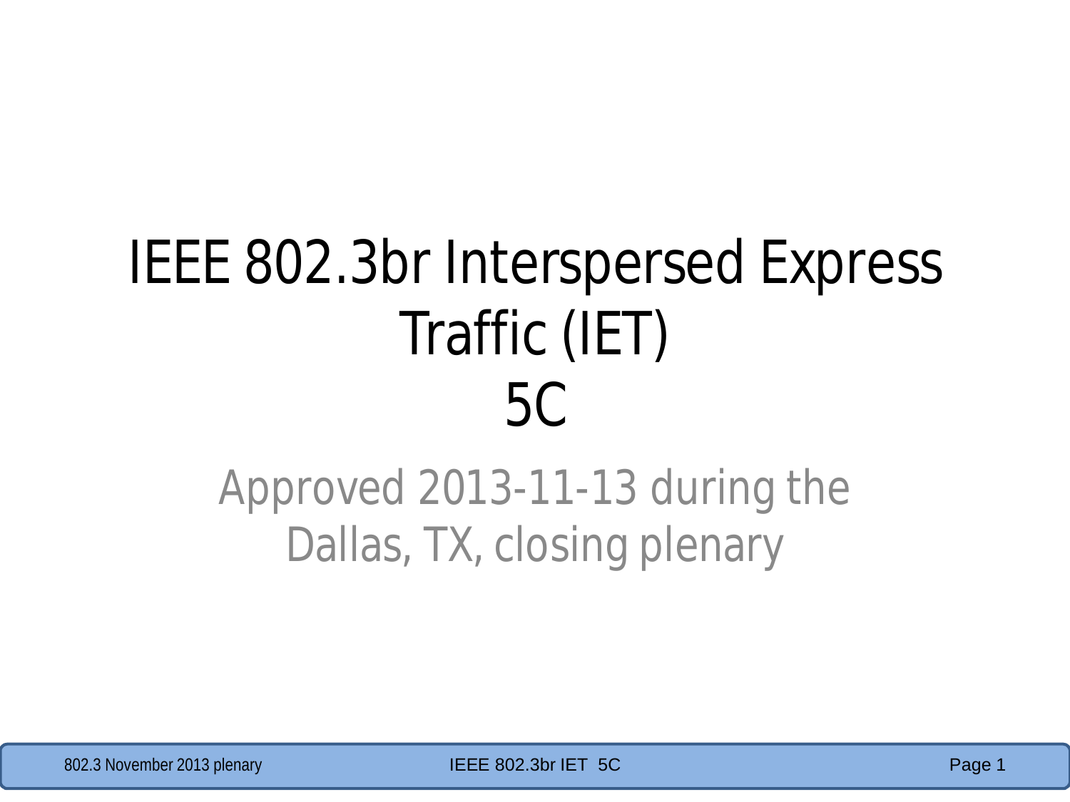# IEEE 802.3br Interspersed Express Traffic (IET) 5C

Approved 2013-11-13 during the Dallas, TX, closing plenary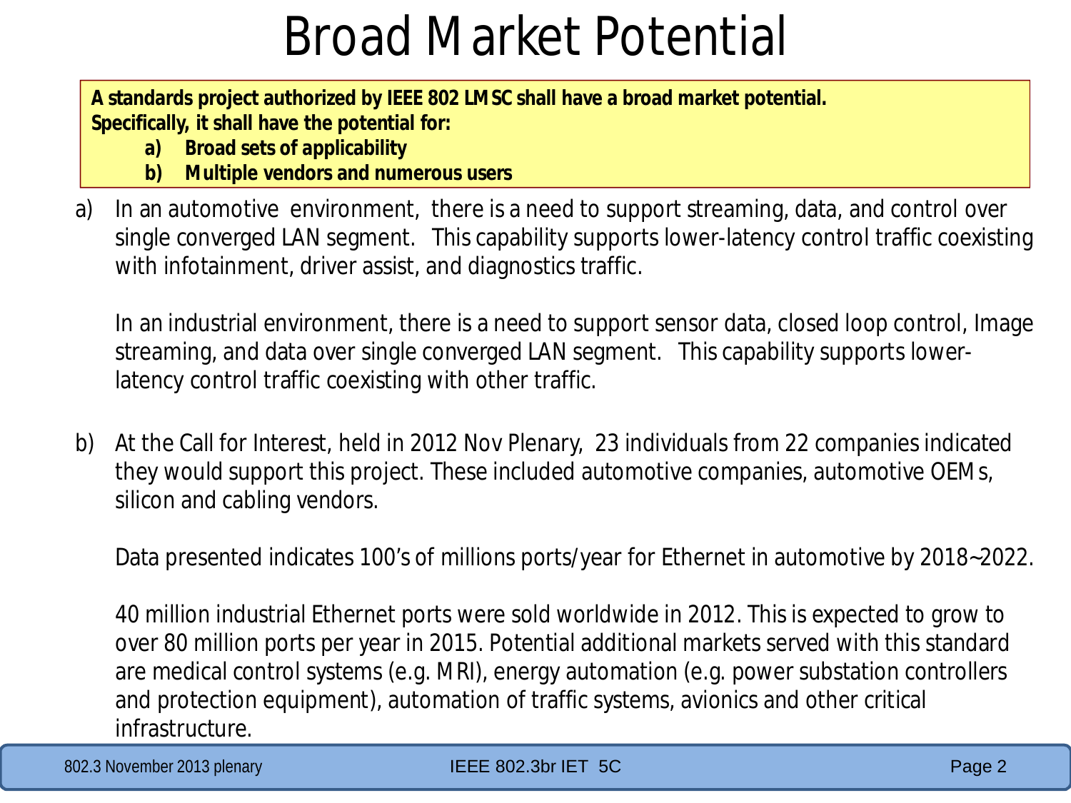# Broad Market Potential

**A standards project authorized by IEEE 802 LMSC shall have a broad market potential. Specifically, it shall have the potential for:**

**a) Broad sets of applicability**

**b) Multiple vendors and numerous users**

a) In an automotive environment, there is a need to support streaming, data, and control over single converged LAN segment. This capability supports lower-latency control traffic coexisting with infotainment, driver assist, and diagnostics traffic.

   In an industrial environment, there is a need to support sensor data, closed loop control, Image streaming, and data over single converged LAN segment. This capability supports lower-latency control traffic coexisting with other traffic.

b) At the Call for Interest, held in 2012 Nov Plenary, 23 individuals from 22 companies indicated they would support this project. These included automotive companies, automotive OEMs, silicon and cabling vendors.

   Data presented indicates 100's of millions ports/year for Ethernet in automotive by 2018~2022.

   40 million industrial Ethernet ports were sold worldwide in 2012. This is expected to grow to over 80 million ports per year in 2015. Potential additional markets served with this standard are medical control systems (e.g. MRI), energy automation (e.g. power substation controllers and protection equipment), automation of traffic systems, avionics and other critical infrastructure.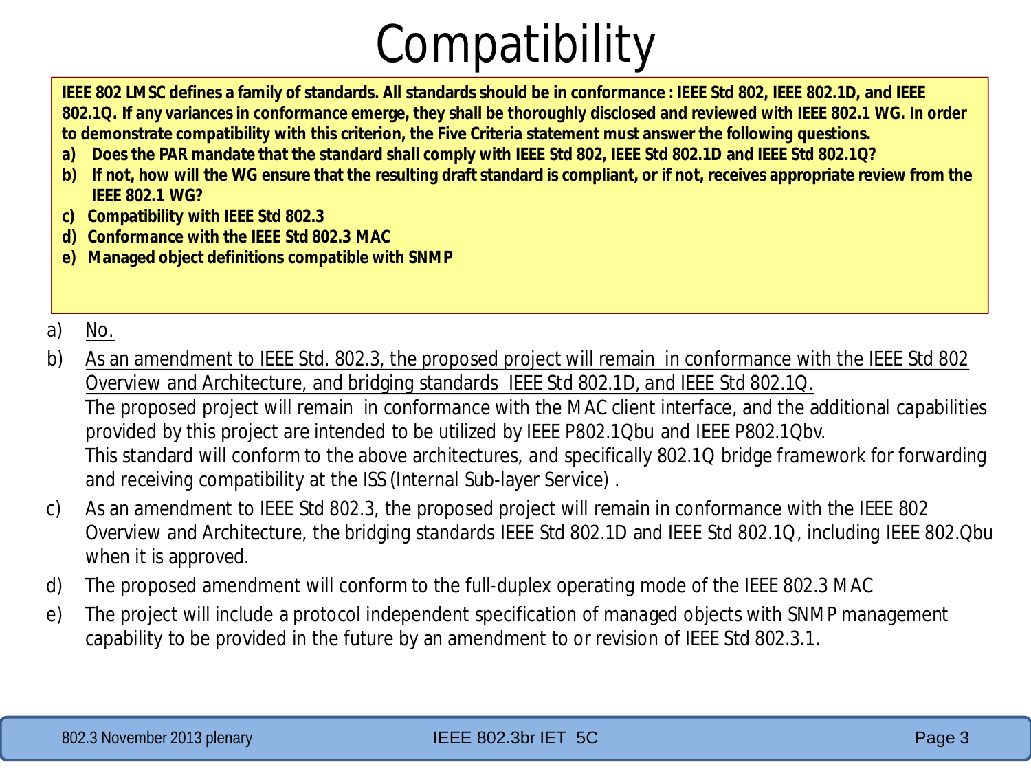# Compatibility

**IEEE 802 LMSC defines a family of standards. All standards should be in conformance : IEEE Std 802, IEEE 802.1D, and IEEE 802.1Q. If any variances in conformance emerge, they shall be thoroughly disclosed and reviewed with IEEE 802.1 WG. In order to demonstrate compatibility with this criterion, the Five Criteria statement must answer the following questions.**

**a) Does the PAR mandate that the standard shall comply with IEEE Std 802, IEEE Std 802.1D and IEEE Std 802.1Q?**

**b) If not, how will the WG ensure that the resulting draft standard is compliant, or if not, receives appropriate review from the IEEE 802.1 WG?**

**c) Compatibility with IEEE Std 802.3**

**d) Conformance with the IEEE Std 802.3 MAC**

**e) Managed object definitions compatible with SNMP**

a) No.

b) As an amendment to IEEE Std. 802.3, the proposed project will remain in conformance with the IEEE Std 802 Overview and Architecture, and bridging standards IEEE Std 802.1D, and IEEE Std 802.1Q.
The proposed project will remain in conformance with the MAC client interface, and the additional capabilities provided by this project are intended to be utilized by IEEE P802.1Qbu and IEEE P802.1Qbv.
This standard will conform to the above architectures, and specifically 802.1Q bridge framework for forwarding and receiving compatibility at the ISS (Internal Sub-layer Service) .

c) As an amendment to IEEE Std 802.3, the proposed project will remain in conformance with the IEEE 802 Overview and Architecture, the bridging standards IEEE Std 802.1D and IEEE Std 802.1Q, including IEEE 802.Qbu when it is approved.

d) The proposed amendment will conform to the full-duplex operating mode of the IEEE 802.3 MAC

e) The project will include a protocol independent specification of managed objects with SNMP management capability to be provided in the future by an amendment to or revision of IEEE Std 802.3.1.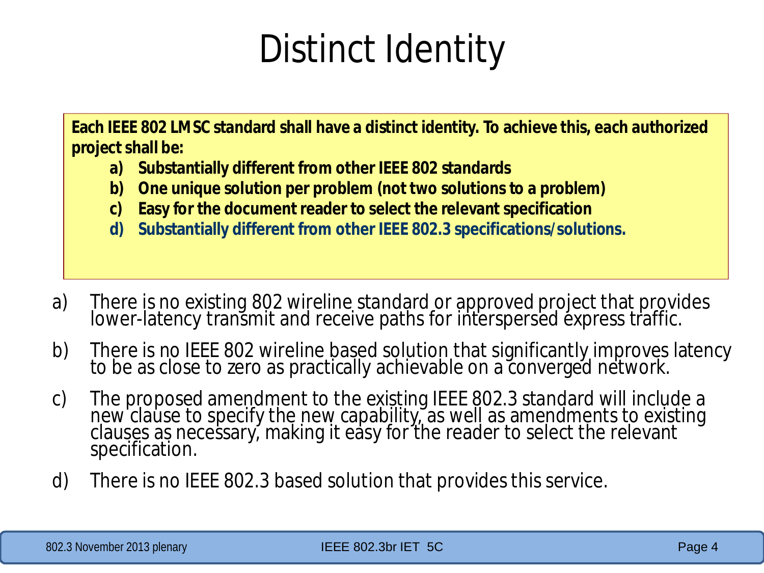# Distinct Identity

**Each IEEE 802 LMSC standard shall have a distinct identity. To achieve this, each authorized project shall be:**

> **a) Substantially different from other IEEE 802 standards**
> **b) One unique solution per problem (not two solutions to a problem)**
> **c) Easy for the document reader to select the relevant specification**
> **d) Substantially different from other IEEE 802.3 specifications/solutions.**

a) There is no existing 802 wireline standard or approved project that provides lower-latency transmit and receive paths for interspersed express traffic.

b) There is no IEEE 802 wireline based solution that significantly improves latency to be as close to zero as practically achievable on a converged network.

c) The proposed amendment to the existing IEEE 802.3 standard will include a new clause to specify the new capability, as well as amendments to existing clauses as necessary, making it easy for the reader to select the relevant specification.

d) There is no IEEE 802.3 based solution that provides this service.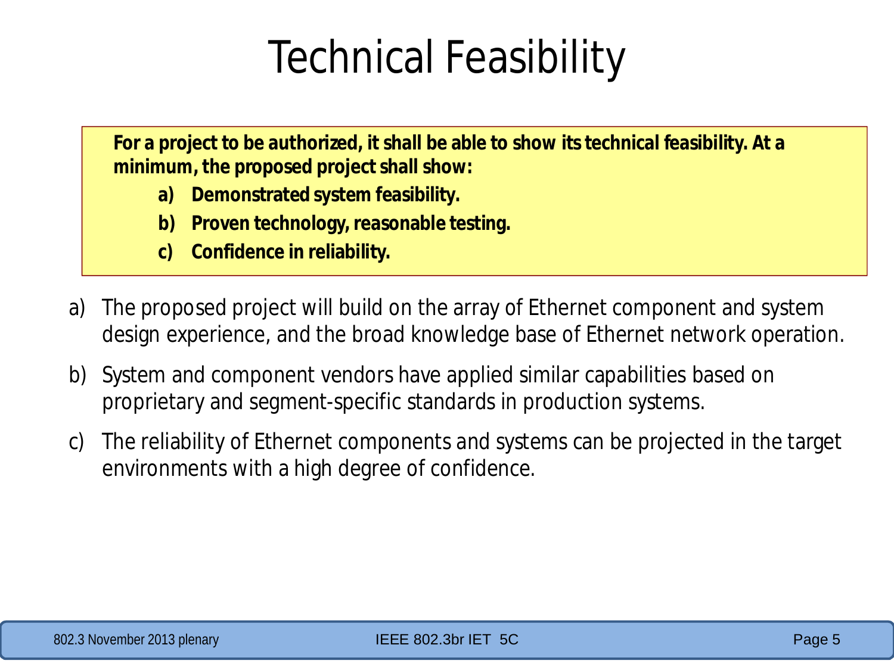# Technical Feasibility

**For a project to be authorized, it shall be able to show its technical feasibility. At a minimum, the proposed project shall show:**

**a) Demonstrated system feasibility.**

**b) Proven technology, reasonable testing.**

**c) Confidence in reliability.**

a) The proposed project will build on the array of Ethernet component and system design experience, and the broad knowledge base of Ethernet network operation.

b) System and component vendors have applied similar capabilities based on proprietary and segment-specific standards in production systems.

c) The reliability of Ethernet components and systems can be projected in the target environments with a high degree of confidence.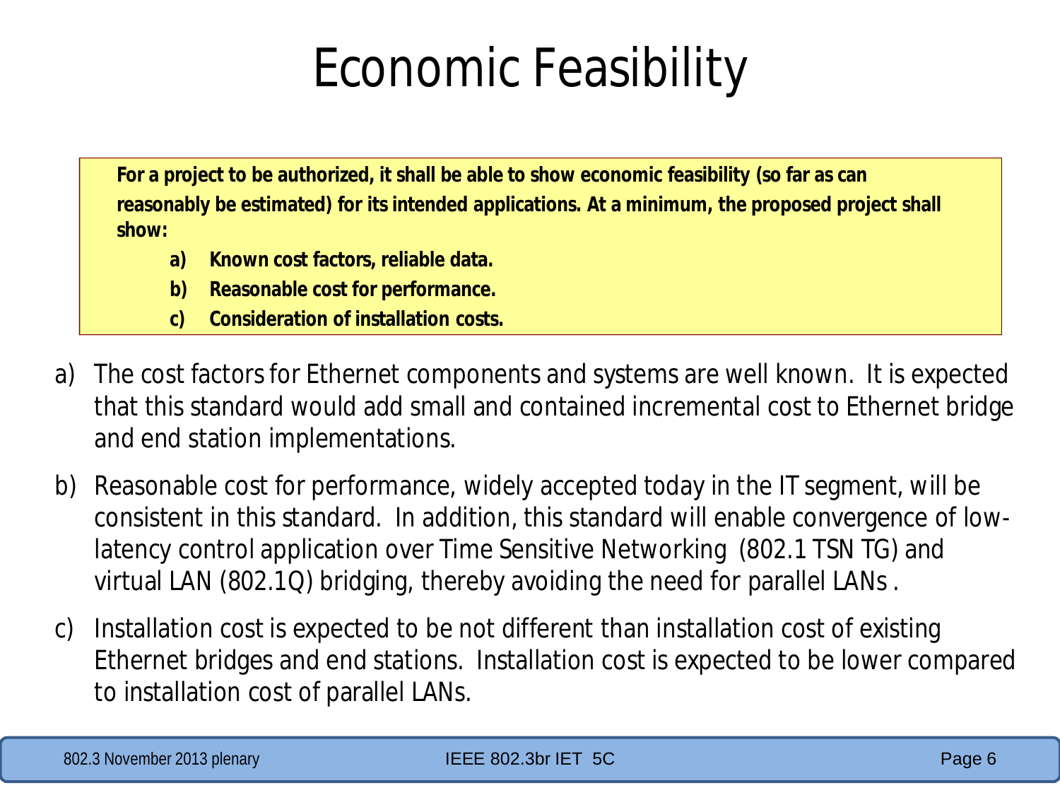# Economic Feasibility

> **For a project to be authorized, it shall be able to show economic feasibility (so far as can reasonably be estimated) for its intended applications. At a minimum, the proposed project shall show:**
>
> **a) Known cost factors, reliable data.**
>
> **b) Reasonable cost for performance.**
>
> **c) Consideration of installation costs.**

a) The cost factors for Ethernet components and systems are well known. It is expected that this standard would add small and contained incremental cost to Ethernet bridge and end station implementations.

b) Reasonable cost for performance, widely accepted today in the IT segment, will be consistent in this standard. In addition, this standard will enable convergence of low-latency control application over Time Sensitive Networking (802.1 TSN TG) and virtual LAN (802.1Q) bridging, thereby avoiding the need for parallel LANs .

c) Installation cost is expected to be not different than installation cost of existing Ethernet bridges and end stations. Installation cost is expected to be lower compared to installation cost of parallel LANs.